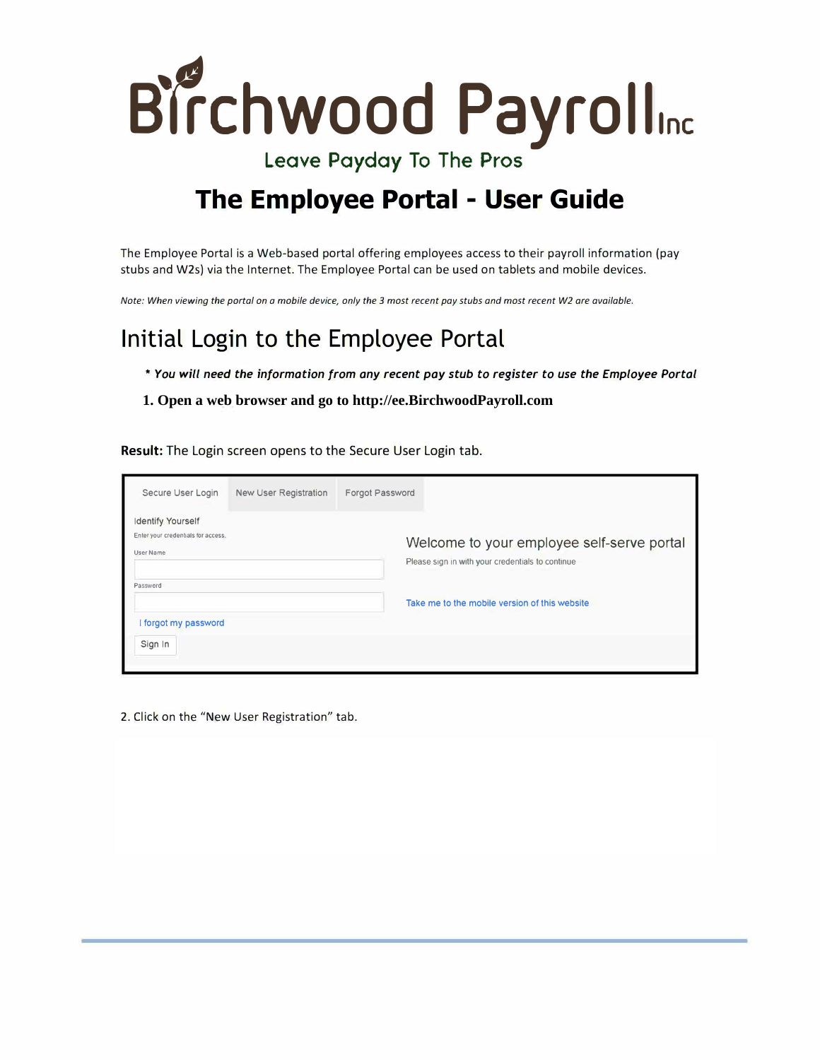# Birchwood Payroll Inc

Leave Payday To The Pros

# The Employee Portal - User Guide

The Employee Portal is a Web-based portal offering employees access to their payroll information (pay stubs and W2s) via the Internet. The Employee Portal can be used on tablets and mobile devices.

*Note: When viewing the portal on a mobile device, only the 3 most recent pay stubs and most recent W2 are available.*

## Initial Login to the Employee Portal

***\* You will need the information from any recent pay stub to register to use the Employee Portal***

**1. Open a web browser and go to http://ee.BirchwoodPayroll.com**

**Result:** The Login screen opens to the Secure User Login tab.

Secure User Login | New User Registration | Forgot Password

Identify Yourself

Enter your credentials for access.

User Name

Password

I forgot my password

Sign In

Welcome to your employee self-serve portal

Please sign in with your credentials to continue

Take me to the mobile version of this website

2. Click on the "New User Registration" tab.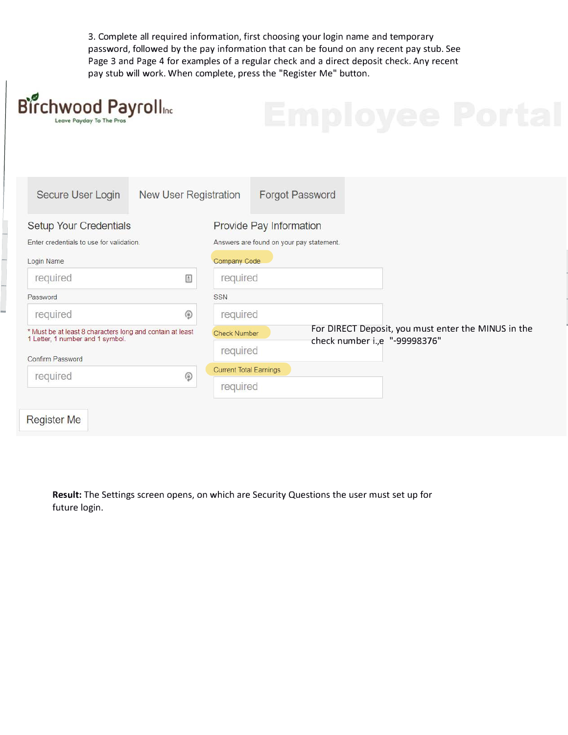3. Complete all required information, first choosing your login name and temporary password, followed by the pay information that can be found on any recent pay stub. See Page 3 and Page 4 for examples of a regular check and a direct deposit check. Any recent pay stub will work. When complete, press the "Register Me" button.

Birchwood Payroll Inc
Leave Payday To The Pros

Employee Portal

Secure User Login | New User Registration | Forgot Password

**Setup Your Credentials**

Enter credentials to use for validation.

Login Name

required

Password

required

* Must be at least 8 characters long and contain at least 1 Letter, 1 number and 1 symbol.

Confirm Password

required

**Provide Pay Information**

Answers are found on your pay statement.

Company Code

required

SSN

required

Check Number

required

For DIRECT Deposit, you must enter the MINUS in the check number i.,e "-99998376"

Current Total Earnings

required

Register Me

**Result:** The Settings screen opens, on which are Security Questions the user must set up for future login.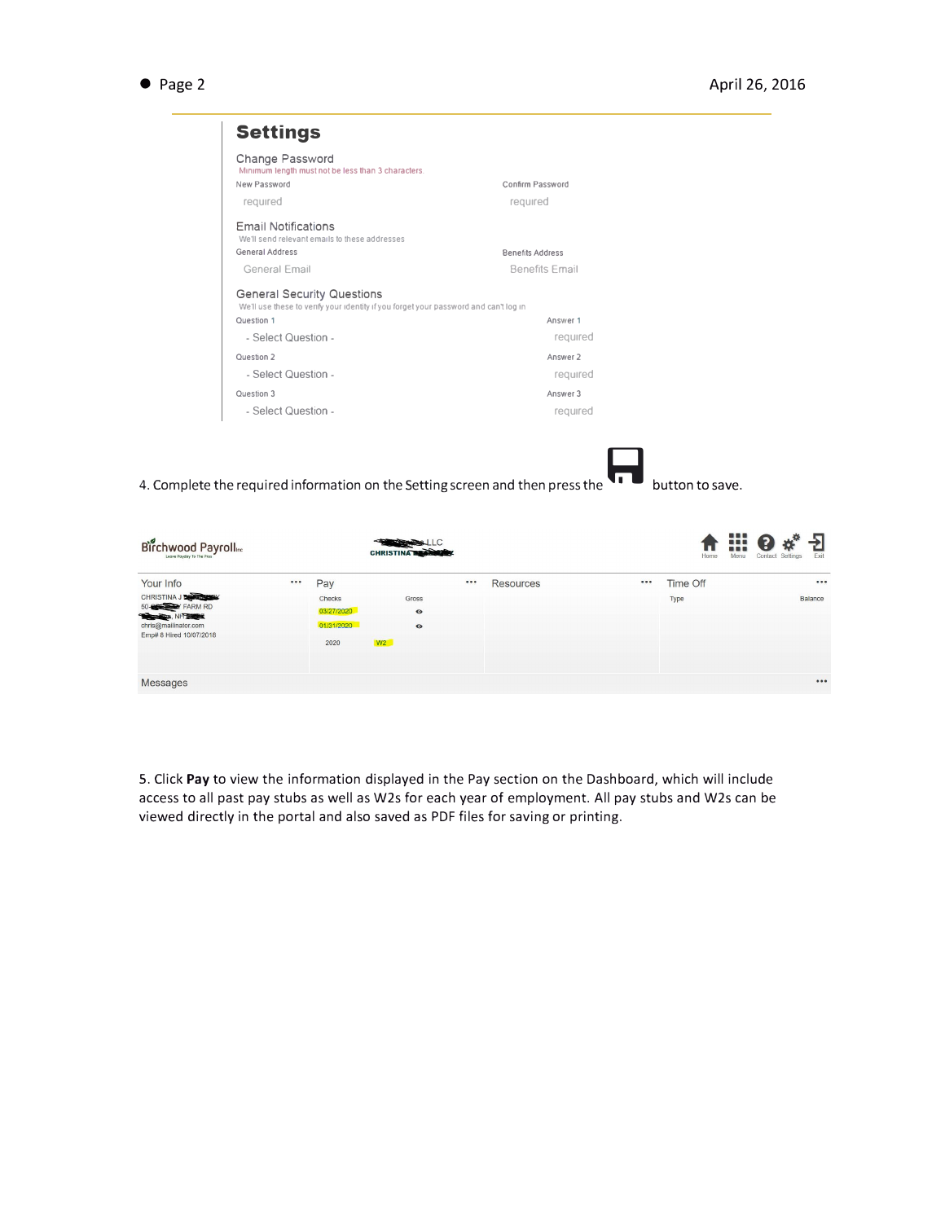## Settings

### Change Password

Minimum length must not be less than 3 characters.

| New Password | Confirm Password |
| --- | --- |
| required | required |

### Email Notifications

We'll send relevant emails to these addresses

| General Address | Benefits Address |
| --- | --- |
| General Email | Benefits Email |

### General Security Questions

We'll use these to verify your identity if you forget your password and can't log in

| Question | Answer |
| --- | --- |
| Question 1: - Select Question - | Answer 1: required |
| Question 2: - Select Question - | Answer 2: required |
| Question 3: - Select Question - | Answer 3: required |

4. Complete the required information on the Setting screen and then press the button to save.

Birchwood Payroll Inc — LLC — CHRISTINA

Home | Menu | Contact | Settings | Exit

| Your Info | Pay | | Resources | Time Off | |
| --- | --- | --- | --- | --- | --- |
| CHRISTINA J | Checks | Gross | | Type | Balance |
| 50- FARM RD | 03/27/2020 | | | | |
| , NH | 01/31/2020 | | | | |
| chris@mailinator.com | 2020 | W2 | | | |
| Emp# 8 Hired 10/07/2018 | | | | | |

Messages

5. Click **Pay** to view the information displayed in the Pay section on the Dashboard, which will include access to all past pay stubs as well as W2s for each year of employment. All pay stubs and W2s can be viewed directly in the portal and also saved as PDF files for saving or printing.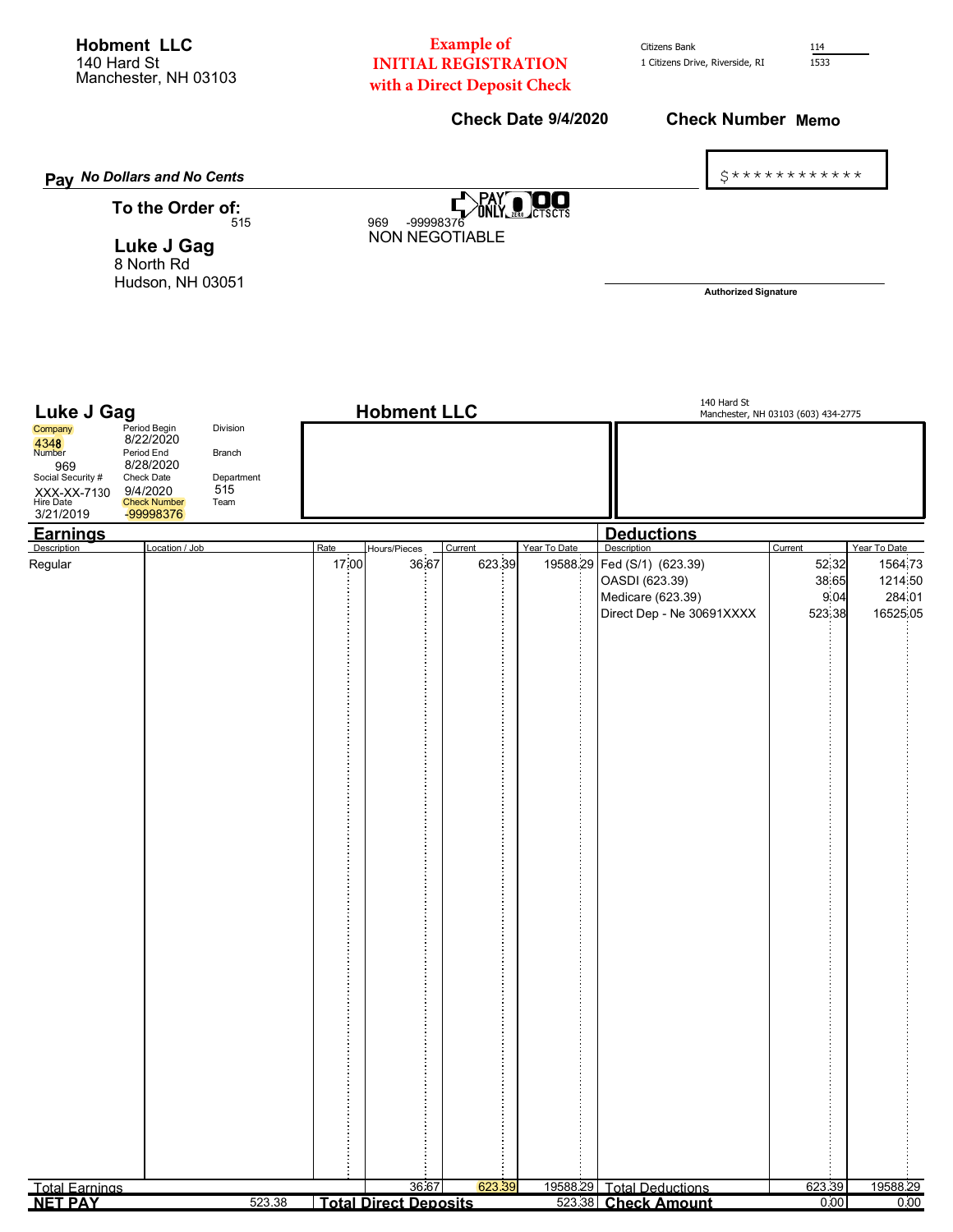**Hobment LLC**
140 Hard St
Manchester, NH 03103

**Example of INITIAL REGISTRATION with a Direct Deposit Check**

Citizens Bank
1 Citizens Drive, Riverside, RI

114
1533

**Check Date 9/4/2020** **Check Number Memo**

**Pay** *No Dollars and No Cents*

$*************

**To the Order of:**
515

969 -99998376

PAY ONLY 0 ZERO 00 CTSCTS

NON NEGOTIABLE

**Luke J Gag**
8 North Rd
Hudson, NH 03051

Authorized Signature

---

## Luke J Gag

## Hobment LLC

140 Hard St
Manchester, NH 03103 (603) 434-2775

| Company | Period Begin | Division |
|---|---|---|
| 4348 | 8/22/2020 | |
| **Number** | **Period End** | **Branch** |
| 969 | 8/28/2020 | |
| **Social Security #** | **Check Date** | **Department** |
| XXX-XX-7130 | 9/4/2020 | 515 |
| **Hire Date** | **Check Number** | **Team** |
| 3/21/2019 | -99998376 | |

### Earnings

| Description | Location / Job | Rate | Hours/Pieces | Current | Year To Date |
|---|---|---|---|---|---|
| Regular | | 17.00 | 36.67 | 623.39 | 19588.29 |
| Total Earnings | | | 36.67 | 623.39 | 19588.29 |

### Deductions

| Description | Current | Year To Date |
|---|---|---|
| Fed (S/1) (623.39) | 52.32 | 1564.73 |
| OASDI (623.39) | 38.65 | 1214.50 |
| Medicare (623.39) | 9.04 | 284.01 |
| Direct Dep - Ne 30691XXXX | 523.38 | 16525.05 |
| Total Deductions | 623.39 | 19588.29 |

| NET PAY | 523.38 | Total Direct Deposits | 523.38 | Check Amount | 0.00 | 0.00 |
|---|---|---|---|---|---|---|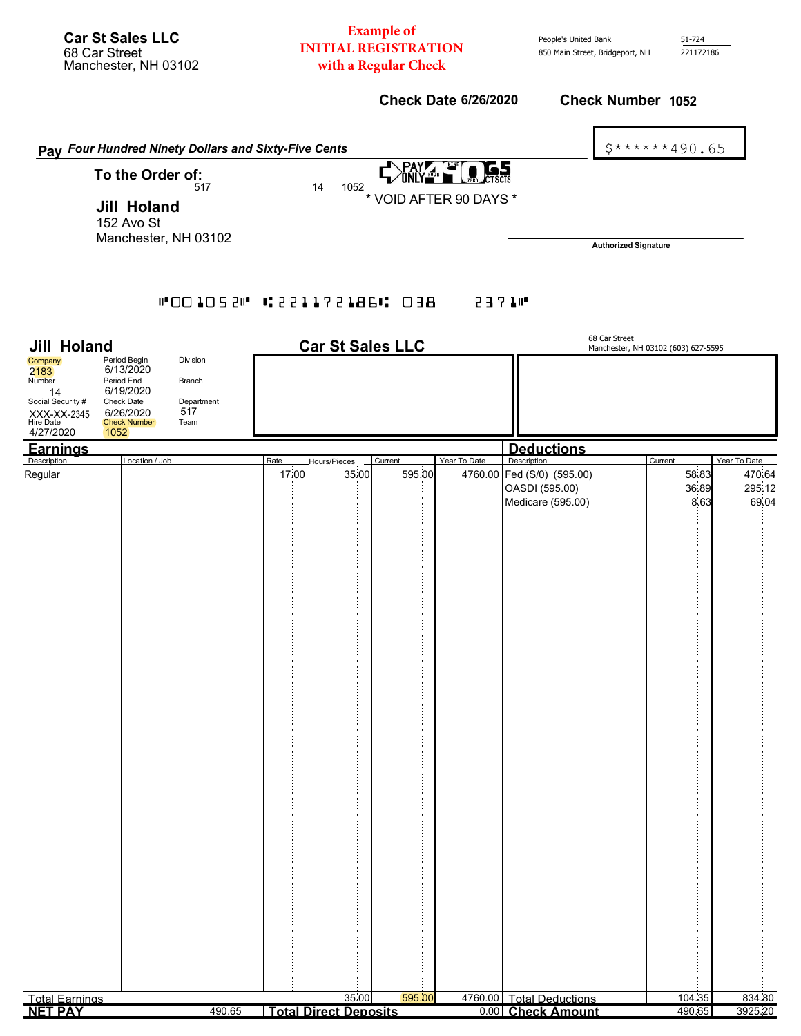**Car St Sales LLC**
68 Car Street
Manchester, NH 03102

**Example of INITIAL REGISTRATION with a Regular Check**

People's United Bank
850 Main Street, Bridgeport, NH

51-724
221172186

**Check Date 6/26/2020** **Check Number 1052**

**Pay** ***Four Hundred Ninety Dollars and Sixty-Five Cents*** $******490.65

**To the Order of:**
517 14 1052

PAY ONLY FOUR NINE ZERO 65 CTS

\* VOID AFTER 90 DAYS \*

**Jill Holand**
152 Avo St
Manchester, NH 03102

Authorized Signature

⑈001052⑈ ⑆221172186⑆ 038 2371⑈

## Jill Holand

## Car St Sales LLC

68 Car Street
Manchester, NH 03102 (603) 627-5595

| | | |
|---|---|---|
| Company 2183 | Period Begin 6/13/2020 | Division |
| Number 14 | Period End 6/19/2020 | Branch |
| Social Security # XXX-XX-2345 | Check Date 6/26/2020 | Department 517 |
| Hire Date 4/27/2020 | Check Number 1052 | Team |

### Earnings

| Description | Location / Job | Rate | Hours/Pieces | Current | Year To Date |
|---|---|---|---|---|---|
| Regular | | 17.00 | 35.00 | 595.00 | 4760.00 |
| Total Earnings | | | 35.00 | 595.00 | 4760.00 |

### Deductions

| Description | Current | Year To Date |
|---|---|---|
| Fed (S/0) (595.00) | 58.83 | 470.64 |
| OASDI (595.00) | 36.89 | 295.12 |
| Medicare (595.00) | 8.63 | 69.04 |
| Total Deductions | 104.35 | 834.80 |

| | | | | | |
|---|---|---|---|---|---|
| **NET PAY** | 490.65 | **Total Direct Deposits** | 0.00 | **Check Amount** | 490.65 | 3925.20 |